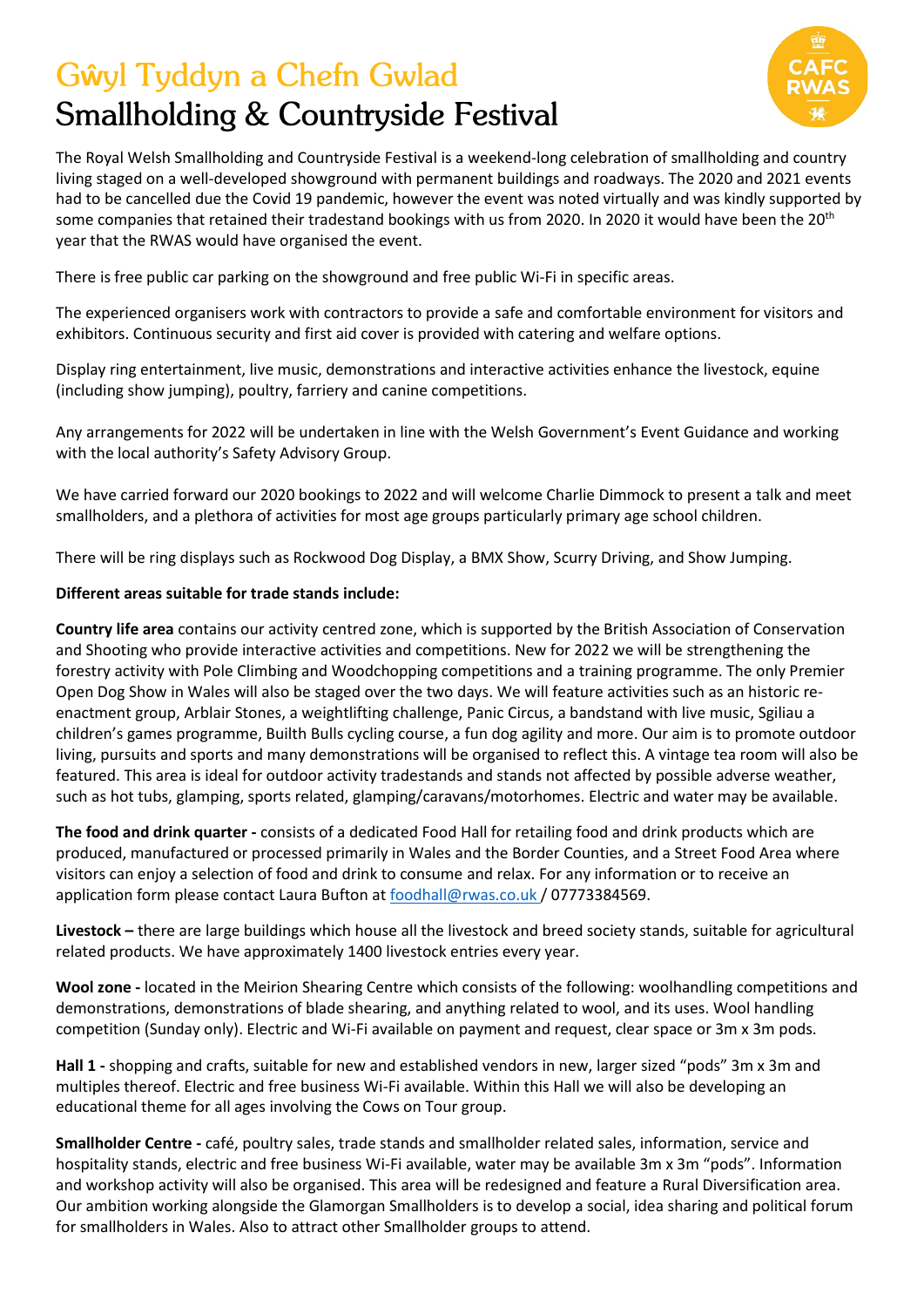# Gŵyl Tyddyn a Chefn Gwlad
# Smallholding & Countryside Festival

The Royal Welsh Smallholding and Countryside Festival is a weekend-long celebration of smallholding and country living staged on a well-developed showground with permanent buildings and roadways. The 2020 and 2021 events had to be cancelled due the Covid 19 pandemic, however the event was noted virtually and was kindly supported by some companies that retained their tradestand bookings with us from 2020. In 2020 it would have been the 20th year that the RWAS would have organised the event.

There is free public car parking on the showground and free public Wi-Fi in specific areas.

The experienced organisers work with contractors to provide a safe and comfortable environment for visitors and exhibitors. Continuous security and first aid cover is provided with catering and welfare options.

Display ring entertainment, live music, demonstrations and interactive activities enhance the livestock, equine (including show jumping), poultry, farriery and canine competitions.

Any arrangements for 2022 will be undertaken in line with the Welsh Government's Event Guidance and working with the local authority's Safety Advisory Group.

We have carried forward our 2020 bookings to 2022 and will welcome Charlie Dimmock to present a talk and meet smallholders, and a plethora of activities for most age groups particularly primary age school children.

There will be ring displays such as Rockwood Dog Display, a BMX Show, Scurry Driving, and Show Jumping.

**Different areas suitable for trade stands include:**

**Country life area** contains our activity centred zone, which is supported by the British Association of Conservation and Shooting who provide interactive activities and competitions. New for 2022 we will be strengthening the forestry activity with Pole Climbing and Woodchopping competitions and a training programme. The only Premier Open Dog Show in Wales will also be staged over the two days. We will feature activities such as an historic re-enactment group, Arblair Stones, a weightlifting challenge, Panic Circus, a bandstand with live music, Sgiliau a children's games programme, Builth Bulls cycling course, a fun dog agility and more. Our aim is to promote outdoor living, pursuits and sports and many demonstrations will be organised to reflect this. A vintage tea room will also be featured. This area is ideal for outdoor activity tradestands and stands not affected by possible adverse weather, such as hot tubs, glamping, sports related, glamping/caravans/motorhomes. Electric and water may be available.

**The food and drink quarter -** consists of a dedicated Food Hall for retailing food and drink products which are produced, manufactured or processed primarily in Wales and the Border Counties, and a Street Food Area where visitors can enjoy a selection of food and drink to consume and relax. For any information or to receive an application form please contact Laura Bufton at foodhall@rwas.co.uk / 07773384569.

**Livestock –** there are large buildings which house all the livestock and breed society stands, suitable for agricultural related products. We have approximately 1400 livestock entries every year.

**Wool zone -** located in the Meirion Shearing Centre which consists of the following: woolhandling competitions and demonstrations, demonstrations of blade shearing, and anything related to wool, and its uses. Wool handling competition (Sunday only). Electric and Wi-Fi available on payment and request, clear space or 3m x 3m pods.

**Hall 1 -** shopping and crafts, suitable for new and established vendors in new, larger sized "pods" 3m x 3m and multiples thereof. Electric and free business Wi-Fi available. Within this Hall we will also be developing an educational theme for all ages involving the Cows on Tour group.

**Smallholder Centre -** café, poultry sales, trade stands and smallholder related sales, information, service and hospitality stands, electric and free business Wi-Fi available, water may be available 3m x 3m "pods". Information and workshop activity will also be organised. This area will be redesigned and feature a Rural Diversification area. Our ambition working alongside the Glamorgan Smallholders is to develop a social, idea sharing and political forum for smallholders in Wales. Also to attract other Smallholder groups to attend.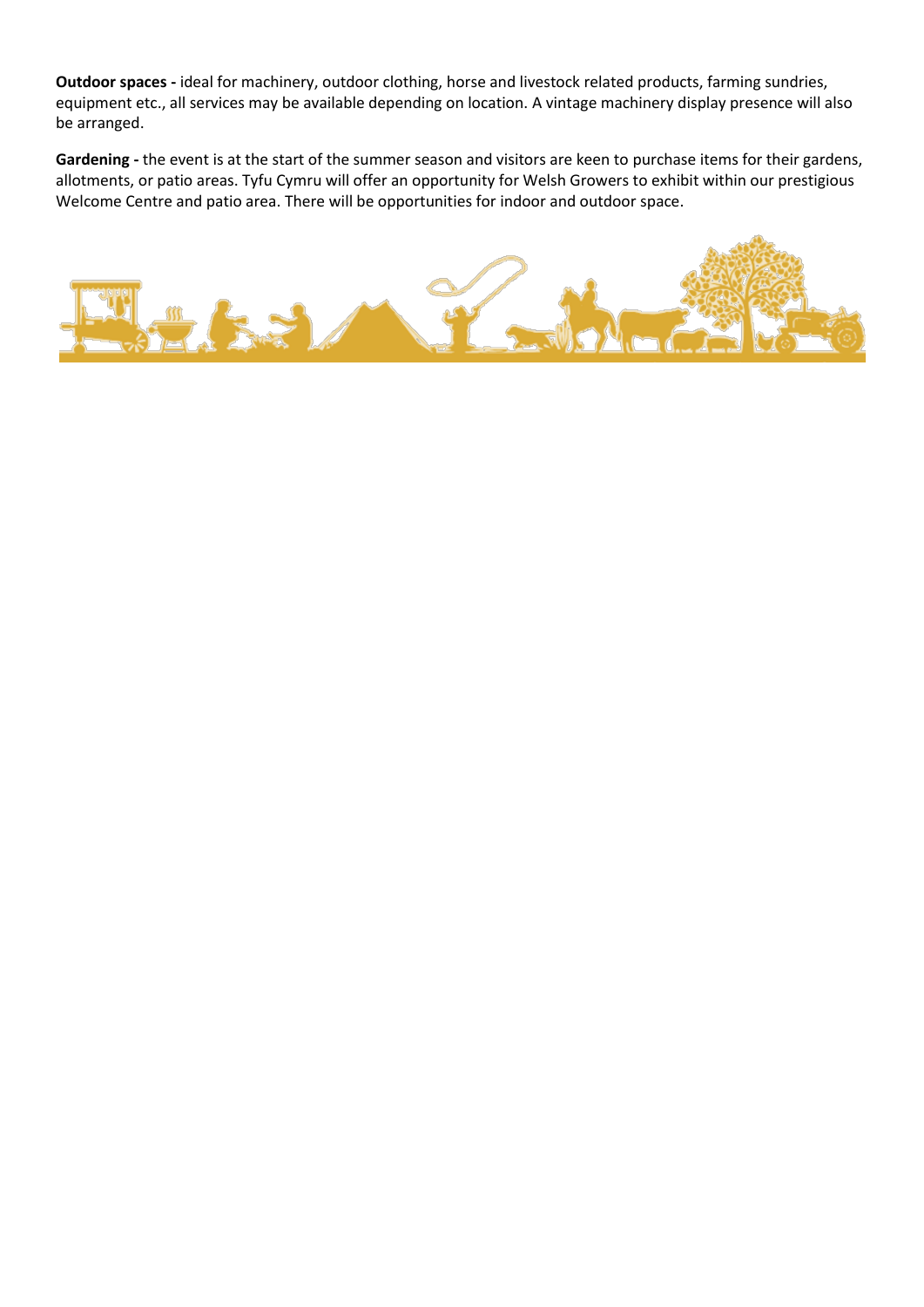**Outdoor spaces -** ideal for machinery, outdoor clothing, horse and livestock related products, farming sundries, equipment etc., all services may be available depending on location. A vintage machinery display presence will also be arranged.

**Gardening -** the event is at the start of the summer season and visitors are keen to purchase items for their gardens, allotments, or patio areas. Tyfu Cymru will offer an opportunity for Welsh Growers to exhibit within our prestigious Welcome Centre and patio area. There will be opportunities for indoor and outdoor space.